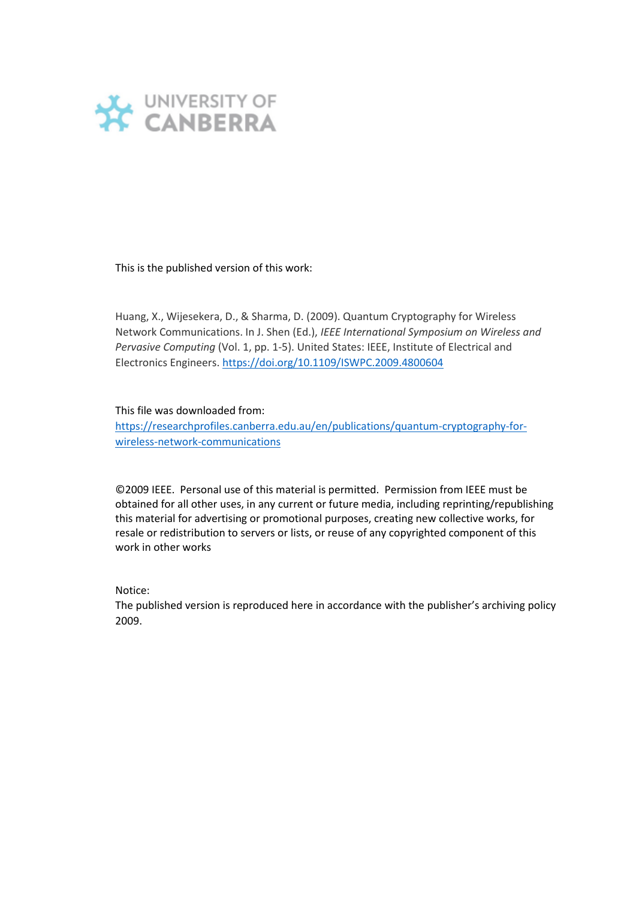UNIVERSITY OF CANBERRA

This is the published version of this work:

Huang, X., Wijesekera, D., & Sharma, D. (2009). Quantum Cryptography for Wireless Network Communications. In J. Shen (Ed.), *IEEE International Symposium on Wireless and Pervasive Computing* (Vol. 1, pp. 1-5). United States: IEEE, Institute of Electrical and Electronics Engineers. https://doi.org/10.1109/ISWPC.2009.4800604

This file was downloaded from:
https://researchprofiles.canberra.edu.au/en/publications/quantum-cryptography-for-wireless-network-communications

©2009 IEEE. Personal use of this material is permitted. Permission from IEEE must be obtained for all other uses, in any current or future media, including reprinting/republishing this material for advertising or promotional purposes, creating new collective works, for resale or redistribution to servers or lists, or reuse of any copyrighted component of this work in other works

Notice:
The published version is reproduced here in accordance with the publisher's archiving policy 2009.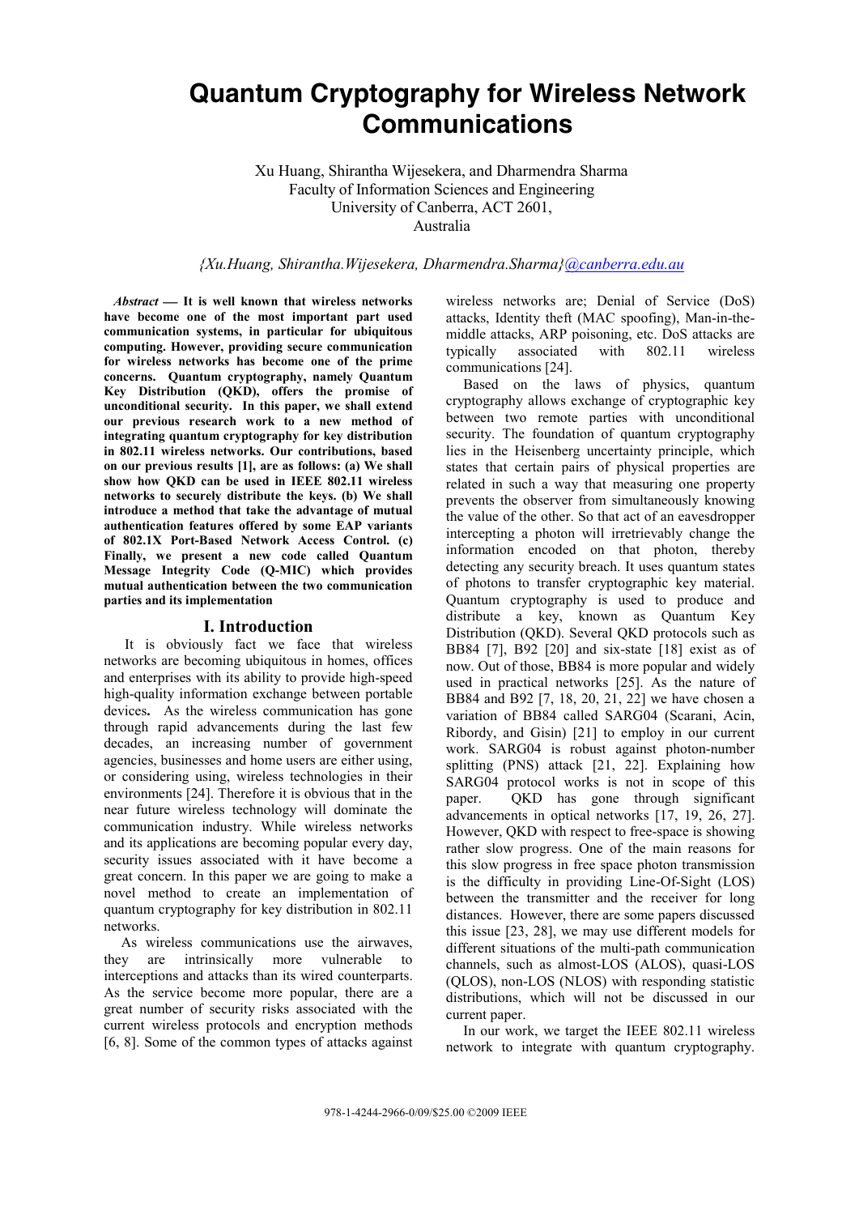# Quantum Cryptography for Wireless Network Communications

Xu Huang, Shirantha Wijesekera, and Dharmendra Sharma
Faculty of Information Sciences and Engineering
University of Canberra, ACT 2601,
Australia

*{Xu.Huang, Shirantha.Wijesekera, Dharmendra.Sharma}@canberra.edu.au*

***Abstract* — It is well known that wireless networks have become one of the most important part used communication systems, in particular for ubiquitous computing. However, providing secure communication for wireless networks has become one of the prime concerns. Quantum cryptography, namely Quantum Key Distribution (QKD), offers the promise of unconditional security. In this paper, we shall extend our previous research work to a new method of integrating quantum cryptography for key distribution in 802.11 wireless networks. Our contributions, based on our previous results [1], are as follows: (a) We shall show how QKD can be used in IEEE 802.11 wireless networks to securely distribute the keys. (b) We shall introduce a method that take the advantage of mutual authentication features offered by some EAP variants of 802.1X Port-Based Network Access Control. (c) Finally, we present a new code called Quantum Message Integrity Code (Q-MIC) which provides mutual authentication between the two communication parties and its implementation**

## I. Introduction

It is obviously fact we face that wireless networks are becoming ubiquitous in homes, offices and enterprises with its ability to provide high-speed high-quality information exchange between portable devices**.** As the wireless communication has gone through rapid advancements during the last few decades, an increasing number of government agencies, businesses and home users are either using, or considering using, wireless technologies in their environments [24]. Therefore it is obvious that in the near future wireless technology will dominate the communication industry. While wireless networks and its applications are becoming popular every day, security issues associated with it have become a great concern. In this paper we are going to make a novel method to create an implementation of quantum cryptography for key distribution in 802.11 networks.

As wireless communications use the airwaves, they are intrinsically more vulnerable to interceptions and attacks than its wired counterparts. As the service become more popular, there are a great number of security risks associated with the current wireless protocols and encryption methods [6, 8]. Some of the common types of attacks against wireless networks are; Denial of Service (DoS) attacks, Identity theft (MAC spoofing), Man-in-the-middle attacks, ARP poisoning, etc. DoS attacks are typically associated with 802.11 wireless communications [24].

Based on the laws of physics, quantum cryptography allows exchange of cryptographic key between two remote parties with unconditional security. The foundation of quantum cryptography lies in the Heisenberg uncertainty principle, which states that certain pairs of physical properties are related in such a way that measuring one property prevents the observer from simultaneously knowing the value of the other. So that act of an eavesdropper intercepting a photon will irretrievably change the information encoded on that photon, thereby detecting any security breach. It uses quantum states of photons to transfer cryptographic key material. Quantum cryptography is used to produce and distribute a key, known as Quantum Key Distribution (QKD). Several QKD protocols such as BB84 [7], B92 [20] and six-state [18] exist as of now. Out of those, BB84 is more popular and widely used in practical networks [25]. As the nature of BB84 and B92 [7, 18, 20, 21, 22] we have chosen a variation of BB84 called SARG04 (Scarani, Acin, Ribordy, and Gisin) [21] to employ in our current work. SARG04 is robust against photon-number splitting (PNS) attack [21, 22]. Explaining how SARG04 protocol works is not in scope of this paper. QKD has gone through significant advancements in optical networks [17, 19, 26, 27]. However, QKD with respect to free-space is showing rather slow progress. One of the main reasons for this slow progress in free space photon transmission is the difficulty in providing Line-Of-Sight (LOS) between the transmitter and the receiver for long distances. However, there are some papers discussed this issue [23, 28], we may use different models for different situations of the multi-path communication channels, such as almost-LOS (ALOS), quasi-LOS (QLOS), non-LOS (NLOS) with responding statistic distributions, which will not be discussed in our current paper.

In our work, we target the IEEE 802.11 wireless network to integrate with quantum cryptography.

978-1-4244-2966-0/09/$25.00 ©2009 IEEE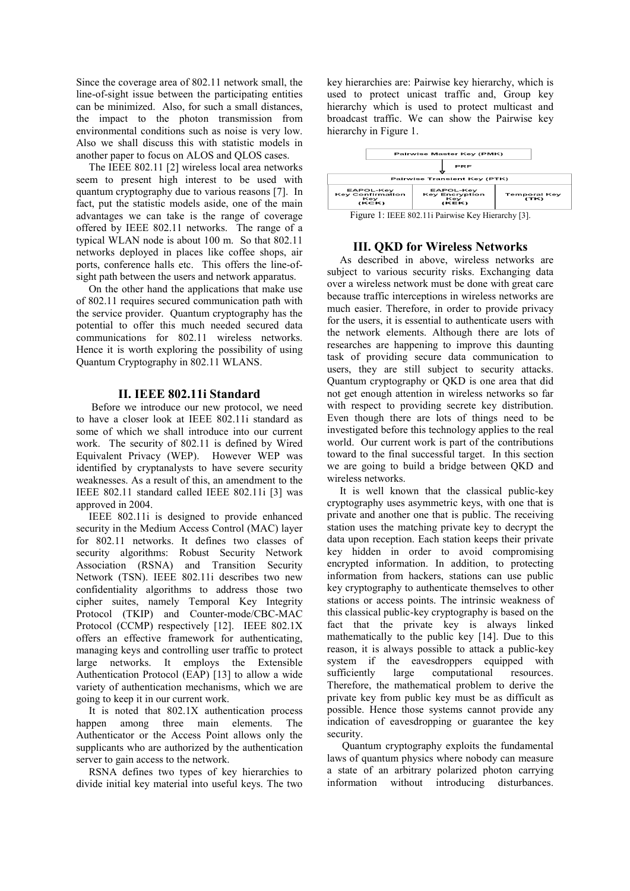Since the coverage area of 802.11 network small, the line-of-sight issue between the participating entities can be minimized. Also, for such a small distances, the impact to the photon transmission from environmental conditions such as noise is very low. Also we shall discuss this with statistic models in another paper to focus on ALOS and QLOS cases.

The IEEE 802.11 [2] wireless local area networks seem to present high interest to be used with quantum cryptography due to various reasons [7]. In fact, put the statistic models aside, one of the main advantages we can take is the range of coverage offered by IEEE 802.11 networks. The range of a typical WLAN node is about 100 m. So that 802.11 networks deployed in places like coffee shops, air ports, conference halls etc. This offers the line-of-sight path between the users and network apparatus.

On the other hand the applications that make use of 802.11 requires secured communication path with the service provider. Quantum cryptography has the potential to offer this much needed secured data communications for 802.11 wireless networks. Hence it is worth exploring the possibility of using Quantum Cryptography in 802.11 WLANS.

## II. IEEE 802.11i Standard

Before we introduce our new protocol, we need to have a closer look at IEEE 802.11i standard as some of which we shall introduce into our current work. The security of 802.11 is defined by Wired Equivalent Privacy (WEP). However WEP was identified by cryptanalysts to have severe security weaknesses. As a result of this, an amendment to the IEEE 802.11 standard called IEEE 802.11i [3] was approved in 2004.

IEEE 802.11i is designed to provide enhanced security in the Medium Access Control (MAC) layer for 802.11 networks. It defines two classes of security algorithms: Robust Security Network Association (RSNA) and Transition Security Network (TSN). IEEE 802.11i describes two new confidentiality algorithms to address those two cipher suites, namely Temporal Key Integrity Protocol (TKIP) and Counter-mode/CBC-MAC Protocol (CCMP) respectively [12]. IEEE 802.1X offers an effective framework for authenticating, managing keys and controlling user traffic to protect large networks. It employs the Extensible Authentication Protocol (EAP) [13] to allow a wide variety of authentication mechanisms, which we are going to keep it in our current work.

It is noted that 802.1X authentication process happen among three main elements. The Authenticator or the Access Point allows only the supplicants who are authorized by the authentication server to gain access to the network.

RSNA defines two types of key hierarchies to divide initial key material into useful keys. The two key hierarchies are: Pairwise key hierarchy, which is used to protect unicast traffic and, Group key hierarchy which is used to protect multicast and broadcast traffic. We can show the Pairwise key hierarchy in Figure 1.

| Pairwise Master Key (PMK) | | |
|---|---|---|
| PRF | | |
| Pairwise Transient Key (PTK) | | |
| EAPOL-Key Key Confirmation Key (KCK) | EAPOL-Key Key Encryption Key (KEK) | Temporal Key (TK) |

Figure 1: IEEE 802.11i Pairwise Key Hierarchy [3].

## III. QKD for Wireless Networks

As described in above, wireless networks are subject to various security risks. Exchanging data over a wireless network must be done with great care because traffic interceptions in wireless networks are much easier. Therefore, in order to provide privacy for the users, it is essential to authenticate users with the network elements. Although there are lots of researches are happening to improve this daunting task of providing secure data communication to users, they are still subject to security attacks. Quantum cryptography or QKD is one area that did not get enough attention in wireless networks so far with respect to providing secrete key distribution. Even though there are lots of things need to be investigated before this technology applies to the real world. Our current work is part of the contributions toward to the final successful target. In this section we are going to build a bridge between QKD and wireless networks.

It is well known that the classical public-key cryptography uses asymmetric keys, with one that is private and another one that is public. The receiving station uses the matching private key to decrypt the data upon reception. Each station keeps their private key hidden in order to avoid compromising encrypted information. In addition, to protecting information from hackers, stations can use public key cryptography to authenticate themselves to other stations or access points. The intrinsic weakness of this classical public-key cryptography is based on the fact that the private key is always linked mathematically to the public key [14]. Due to this reason, it is always possible to attack a public-key system if the eavesdroppers equipped with sufficiently large computational resources. Therefore, the mathematical problem to derive the private key from public key must be as difficult as possible. Hence those systems cannot provide any indication of eavesdropping or guarantee the key security.

Quantum cryptography exploits the fundamental laws of quantum physics where nobody can measure a state of an arbitrary polarized photon carrying information without introducing disturbances.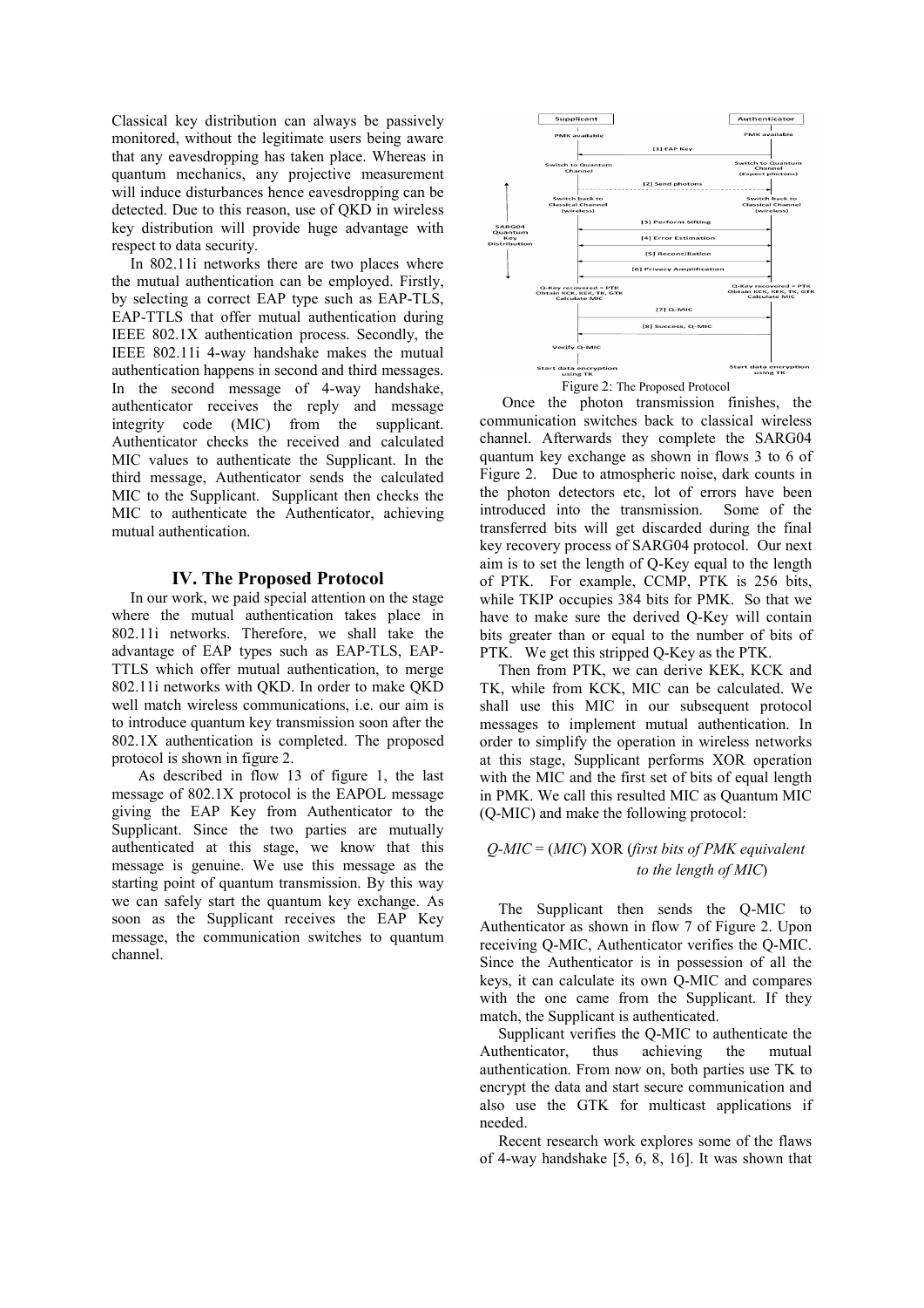Classical key distribution can always be passively monitored, without the legitimate users being aware that any eavesdropping has taken place. Whereas in quantum mechanics, any projective measurement will induce disturbances hence eavesdropping can be detected. Due to this reason, use of QKD in wireless key distribution will provide huge advantage with respect to data security.

In 802.11i networks there are two places where the mutual authentication can be employed. Firstly, by selecting a correct EAP type such as EAP-TLS, EAP-TTLS that offer mutual authentication during IEEE 802.1X authentication process. Secondly, the IEEE 802.11i 4-way handshake makes the mutual authentication happens in second and third messages. In the second message of 4-way handshake, authenticator receives the reply and message integrity code (MIC) from the supplicant. Authenticator checks the received and calculated MIC values to authenticate the Supplicant. In the third message, Authenticator sends the calculated MIC to the Supplicant. Supplicant then checks the MIC to authenticate the Authenticator, achieving mutual authentication.

## IV. The Proposed Protocol

In our work, we paid special attention on the stage where the mutual authentication takes place in 802.11i networks. Therefore, we shall take the advantage of EAP types such as EAP-TLS, EAP-TTLS which offer mutual authentication, to merge 802.11i networks with QKD. In order to make QKD well match wireless communications, i.e. our aim is to introduce quantum key transmission soon after the 802.1X authentication is completed. The proposed protocol is shown in figure 2.

As described in flow 13 of figure 1, the last message of 802.1X protocol is the EAPOL message giving the EAP Key from Authenticator to the Supplicant. Since the two parties are mutually authenticated at this stage, we know that this message is genuine. We use this message as the starting point of quantum transmission. By this way we can safely start the quantum key exchange. As soon as the Supplicant receives the EAP Key message, the communication switches to quantum channel.

Figure 2: The Proposed Protocol

Once the photon transmission finishes, the communication switches back to classical wireless channel. Afterwards they complete the SARG04 quantum key exchange as shown in flows 3 to 6 of Figure 2. Due to atmospheric noise, dark counts in the photon detectors etc, lot of errors have been introduced into the transmission. Some of the transferred bits will get discarded during the final key recovery process of SARG04 protocol. Our next aim is to set the length of Q-Key equal to the length of PTK. For example, CCMP, PTK is 256 bits, while TKIP occupies 384 bits for PMK. So that we have to make sure the derived Q-Key will contain bits greater than or equal to the number of bits of PTK. We get this stripped Q-Key as the PTK.

Then from PTK, we can derive KEK, KCK and TK, while from KCK, MIC can be calculated. We shall use this MIC in our subsequent protocol messages to implement mutual authentication. In order to simplify the operation in wireless networks at this stage, Supplicant performs XOR operation with the MIC and the first set of bits of equal length in PMK. We call this resulted MIC as Quantum MIC (Q-MIC) and make the following protocol:

*Q-MIC* = (*MIC*) XOR (*first bits of PMK equivalent to the length of MIC*)

The Supplicant then sends the Q-MIC to Authenticator as shown in flow 7 of Figure 2. Upon receiving Q-MIC, Authenticator verifies the Q-MIC. Since the Authenticator is in possession of all the keys, it can calculate its own Q-MIC and compares with the one came from the Supplicant. If they match, the Supplicant is authenticated.

Supplicant verifies the Q-MIC to authenticate the Authenticator, thus achieving the mutual authentication. From now on, both parties use TK to encrypt the data and start secure communication and also use the GTK for multicast applications if needed.

Recent research work explores some of the flaws of 4-way handshake [5, 6, 8, 16]. It was shown that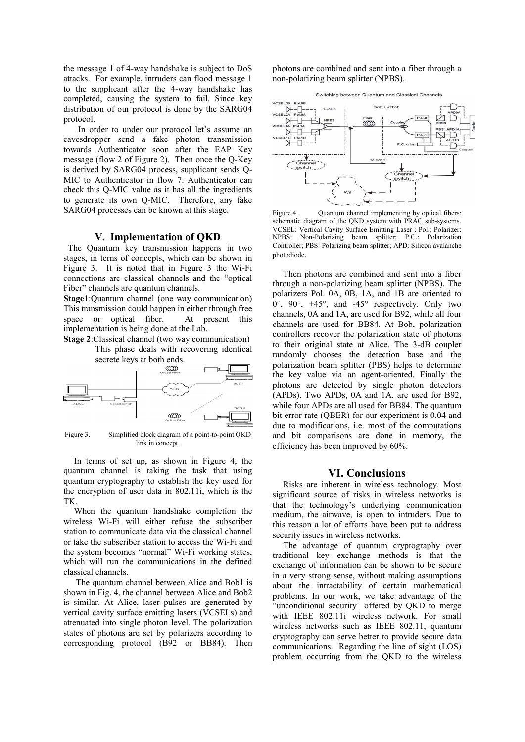the message 1 of 4-way handshake is subject to DoS attacks. For example, intruders can flood message 1 to the supplicant after the 4-way handshake has completed, causing the system to fail. Since key distribution of our protocol is done by the SARG04 protocol.

In order to under our protocol let's assume an eavesdropper send a fake photon transmission towards Authenticator soon after the EAP Key message (flow 2 of Figure 2). Then once the Q-Key is derived by SARG04 process, supplicant sends Q-MIC to Authenticator in flow 7. Authenticator can check this Q-MIC value as it has all the ingredients to generate its own Q-MIC. Therefore, any fake SARG04 processes can be known at this stage.

## V. Implementation of QKD

The Quantum key transmission happens in two stages, in terns of concepts, which can be shown in Figure 3. It is noted that in Figure 3 the Wi-Fi connections are classical channels and the "optical Fiber" channels are quantum channels.

**Stage1**:Quantum channel (one way communication) This transmission could happen in either through free space or optical fiber. At present this implementation is being done at the Lab.

**Stage 2**:Classical channel (two way communication) This phase deals with recovering identical secrete keys at both ends.

Figure 3. Simplified block diagram of a point-to-point QKD link in concept.

In terms of set up, as shown in Figure 4, the quantum channel is taking the task that using quantum cryptography to establish the key used for the encryption of user data in 802.11i, which is the TK.

When the quantum handshake completion the wireless Wi-Fi will either refuse the subscriber station to communicate data via the classical channel or take the subscriber station to access the Wi-Fi and the system becomes "normal" Wi-Fi working states, which will run the communications in the defined classical channels.

The quantum channel between Alice and Bob1 is shown in Fig. 4, the channel between Alice and Bob2 is similar. At Alice, laser pulses are generated by vertical cavity surface emitting lasers (VCSELs) and attenuated into single photon level. The polarization states of photons are set by polarizers according to corresponding protocol (B92 or BB84). Then photons are combined and sent into a fiber through a non-polarizing beam splitter (NPBS).

Figure 4. Quantum channel implementing by optical fibers: schematic diagram of the QKD system with PRAC sub-systems. VCSEL: Vertical Cavity Surface Emitting Laser ; Pol.: Polarizer; NPBS: Non-Polarizing beam splitter; P.C.: Polarization Controller; PBS: Polarizing beam splitter; APD: Silicon avalanche photodiode.

Then photons are combined and sent into a fiber through a non-polarizing beam splitter (NPBS). The polarizers Pol. 0A, 0B, 1A, and 1B are oriented to 0°, 90°, +45°, and -45° respectively. Only two channels, 0A and 1A, are used for B92, while all four channels are used for BB84. At Bob, polarization controllers recover the polarization state of photons to their original state at Alice. The 3-dB coupler randomly chooses the detection base and the polarization beam splitter (PBS) helps to determine the key value via an agent-oriented. Finally the photons are detected by single photon detectors (APDs). Two APDs, 0A and 1A, are used for B92, while four APDs are all used for BB84. The quantum bit error rate (QBER) for our experiment is 0.04 and due to modifications, i.e. most of the computations and bit comparisons are done in memory, the efficiency has been improved by 60%.

## VI. Conclusions

Risks are inherent in wireless technology. Most significant source of risks in wireless networks is that the technology's underlying communication medium, the airwave, is open to intruders. Due to this reason a lot of efforts have been put to address security issues in wireless networks.

The advantage of quantum cryptography over traditional key exchange methods is that the exchange of information can be shown to be secure in a very strong sense, without making assumptions about the intractability of certain mathematical problems. In our work, we take advantage of the "unconditional security" offered by QKD to merge with IEEE 802.11i wireless network. For small wireless networks such as IEEE 802.11, quantum cryptography can serve better to provide secure data communications. Regarding the line of sight (LOS) problem occurring from the QKD to the wireless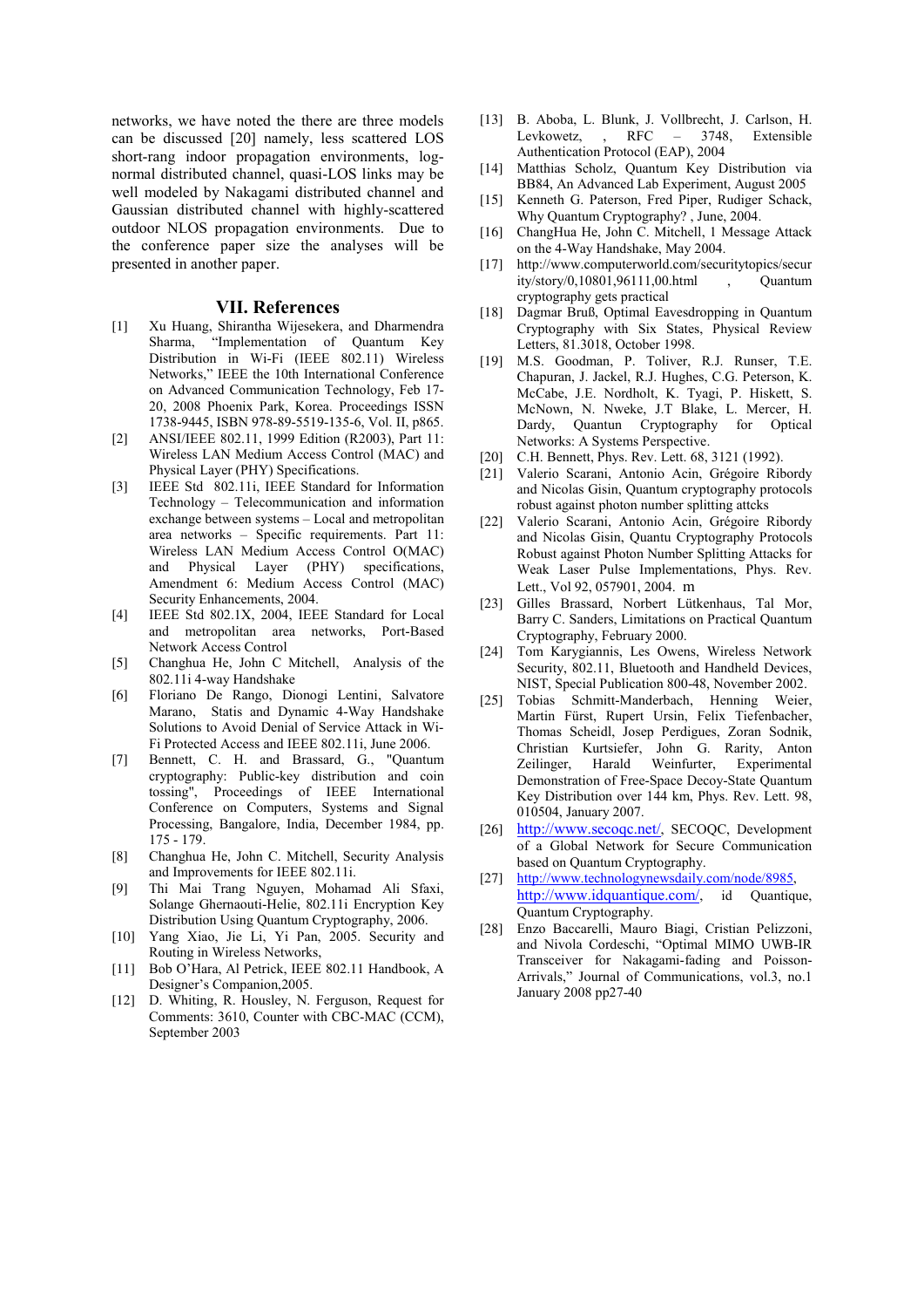networks, we have noted the there are three models can be discussed [20] namely, less scattered LOS short-rang indoor propagation environments, log-normal distributed channel, quasi-LOS links may be well modeled by Nakagami distributed channel and Gaussian distributed channel with highly-scattered outdoor NLOS propagation environments. Due to the conference paper size the analyses will be presented in another paper.

## VII. References

[1] Xu Huang, Shirantha Wijesekera, and Dharmendra Sharma, "Implementation of Quantum Key Distribution in Wi-Fi (IEEE 802.11) Wireless Networks," IEEE the 10th International Conference on Advanced Communication Technology, Feb 17-20, 2008 Phoenix Park, Korea. Proceedings ISSN 1738-9445, ISBN 978-89-5519-135-6, Vol. II, p865.

[2] ANSI/IEEE 802.11, 1999 Edition (R2003), Part 11: Wireless LAN Medium Access Control (MAC) and Physical Layer (PHY) Specifications.

[3] IEEE Std 802.11i, IEEE Standard for Information Technology – Telecommunication and information exchange between systems – Local and metropolitan area networks – Specific requirements. Part 11: Wireless LAN Medium Access Control O(MAC) and Physical Layer (PHY) specifications, Amendment 6: Medium Access Control (MAC) Security Enhancements, 2004.

[4] IEEE Std 802.1X, 2004, IEEE Standard for Local and metropolitan area networks, Port-Based Network Access Control

[5] Changhua He, John C Mitchell, Analysis of the 802.11i 4-way Handshake

[6] Floriano De Rango, Dionogi Lentini, Salvatore Marano, Statis and Dynamic 4-Way Handshake Solutions to Avoid Denial of Service Attack in Wi-Fi Protected Access and IEEE 802.11i, June 2006.

[7] Bennett, C. H. and Brassard, G., "Quantum cryptography: Public-key distribution and coin tossing", Proceedings of IEEE International Conference on Computers, Systems and Signal Processing, Bangalore, India, December 1984, pp. 175 - 179.

[8] Changhua He, John C. Mitchell, Security Analysis and Improvements for IEEE 802.11i.

[9] Thi Mai Trang Nguyen, Mohamad Ali Sfaxi, Solange Ghernaouti-Helie, 802.11i Encryption Key Distribution Using Quantum Cryptography, 2006.

[10] Yang Xiao, Jie Li, Yi Pan, 2005. Security and Routing in Wireless Networks,

[11] Bob O'Hara, Al Petrick, IEEE 802.11 Handbook, A Designer's Companion,2005.

[12] D. Whiting, R. Housley, N. Ferguson, Request for Comments: 3610, Counter with CBC-MAC (CCM), September 2003

[13] B. Aboba, L. Blunk, J. Vollbrecht, J. Carlson, H. Levkowetz, , RFC – 3748, Extensible Authentication Protocol (EAP), 2004

[14] Matthias Scholz, Quantum Key Distribution via BB84, An Advanced Lab Experiment, August 2005

[15] Kenneth G. Paterson, Fred Piper, Rudiger Schack, Why Quantum Cryptography? , June, 2004.

[16] ChangHua He, John C. Mitchell, 1 Message Attack on the 4-Way Handshake, May 2004.

[17] http://www.computerworld.com/securitytopics/security/story/0,10801,96111,00.html , Quantum cryptography gets practical

[18] Dagmar Bruß, Optimal Eavesdropping in Quantum Cryptography with Six States, Physical Review Letters, 81.3018, October 1998.

[19] M.S. Goodman, P. Toliver, R.J. Runser, T.E. Chapuran, J. Jackel, R.J. Hughes, C.G. Peterson, K. McCabe, J.E. Nordholt, K. Tyagi, P. Hiskett, S. McNown, N. Nweke, J.T Blake, L. Mercer, H. Dardy, Quantum Cryptography for Optical Networks: A Systems Perspective.

[20] C.H. Bennett, Phys. Rev. Lett. 68, 3121 (1992).

[21] Valerio Scarani, Antonio Acin, Grégoire Ribordy and Nicolas Gisin, Quantum cryptography protocols robust against photon number splitting attcks

[22] Valerio Scarani, Antonio Acin, Grégoire Ribordy and Nicolas Gisin, Quantu Cryptography Protocols Robust against Photon Number Splitting Attacks for Weak Laser Pulse Implementations, Phys. Rev. Lett., Vol 92, 057901, 2004. m

[23] Gilles Brassard, Norbert Lütkenhaus, Tal Mor, Barry C. Sanders, Limitations on Practical Quantum Cryptography, February 2000.

[24] Tom Karygiannis, Les Owens, Wireless Network Security, 802.11, Bluetooth and Handheld Devices, NIST, Special Publication 800-48, November 2002.

[25] Tobias Schmitt-Manderbach, Henning Weier, Martin Fürst, Rupert Ursin, Felix Tiefenbacher, Thomas Scheidl, Josep Perdigues, Zoran Sodnik, Christian Kurtsiefer, John G. Rarity, Anton Zeilinger, Harald Weinfurter, Experimental Demonstration of Free-Space Decoy-State Quantum Key Distribution over 144 km, Phys. Rev. Lett. 98, 010504, January 2007.

[26] http://www.secoqc.net/, SECOQC, Development of a Global Network for Secure Communication based on Quantum Cryptography.

[27] http://www.technologynewsdaily.com/node/8985, http://www.idquantique.com/, id Quantique, Quantum Cryptography.

[28] Enzo Baccarelli, Mauro Biagi, Cristian Pelizzoni, and Nivola Cordeschi, "Optimal MIMO UWB-IR Transceiver for Nakagami-fading and Poisson-Arrivals," Journal of Communications, vol.3, no.1 January 2008 pp27-40